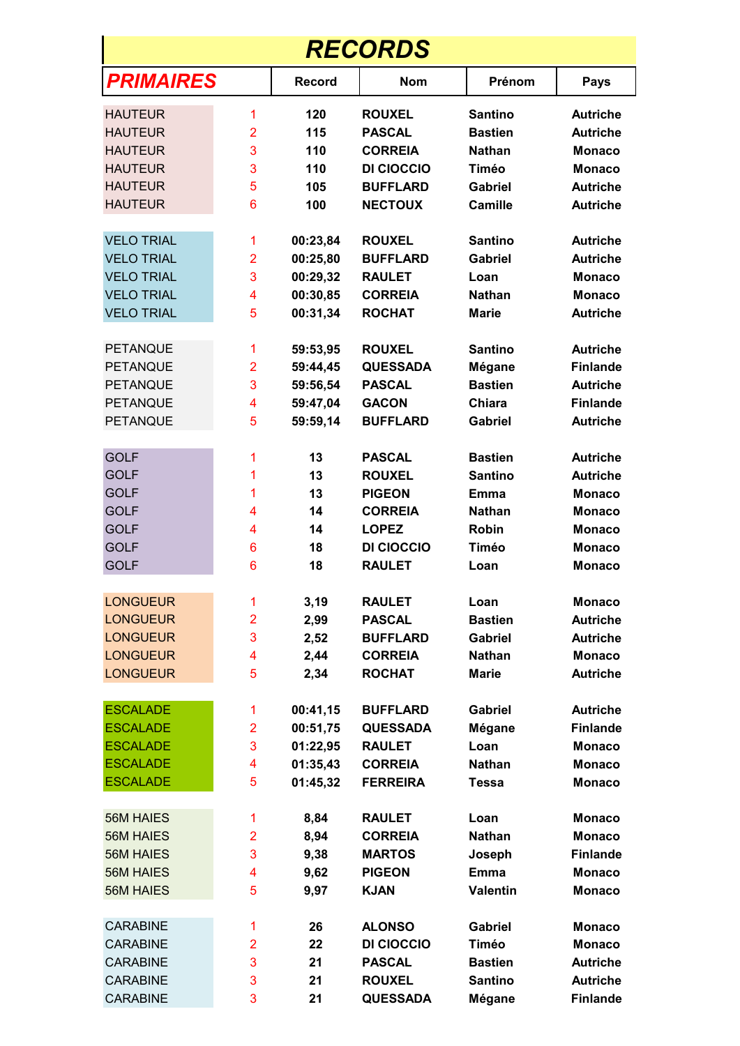# *RECORDS*

| ***PRIMAIRES*** | | **Record** | **Nom** | **Prénom** | **Pays** |
|---|---|---|---|---|---|
| HAUTEUR | 1 | **120** | **ROUXEL** | **Santino** | **Autriche** |
| HAUTEUR | 2 | **115** | **PASCAL** | **Bastien** | **Autriche** |
| HAUTEUR | 3 | **110** | **CORREIA** | **Nathan** | **Monaco** |
| HAUTEUR | 3 | **110** | **DI CIOCCIO** | **Timéo** | **Monaco** |
| HAUTEUR | 5 | **105** | **BUFFLARD** | **Gabriel** | **Autriche** |
| HAUTEUR | 6 | **100** | **NECTOUX** | **Camille** | **Autriche** |
| | | | | | |
| VELO TRIAL | 1 | **00:23,84** | **ROUXEL** | **Santino** | **Autriche** |
| VELO TRIAL | 2 | **00:25,80** | **BUFFLARD** | **Gabriel** | **Autriche** |
| VELO TRIAL | 3 | **00:29,32** | **RAULET** | **Loan** | **Monaco** |
| VELO TRIAL | 4 | **00:30,85** | **CORREIA** | **Nathan** | **Monaco** |
| VELO TRIAL | 5 | **00:31,34** | **ROCHAT** | **Marie** | **Autriche** |
| | | | | | |
| PETANQUE | 1 | **59:53,95** | **ROUXEL** | **Santino** | **Autriche** |
| PETANQUE | 2 | **59:44,45** | **QUESSADA** | **Mégane** | **Finlande** |
| PETANQUE | 3 | **59:56,54** | **PASCAL** | **Bastien** | **Autriche** |
| PETANQUE | 4 | **59:47,04** | **GACON** | **Chiara** | **Finlande** |
| PETANQUE | 5 | **59:59,14** | **BUFFLARD** | **Gabriel** | **Autriche** |
| | | | | | |
| GOLF | 1 | **13** | **PASCAL** | **Bastien** | **Autriche** |
| GOLF | 1 | **13** | **ROUXEL** | **Santino** | **Autriche** |
| GOLF | 1 | **13** | **PIGEON** | **Emma** | **Monaco** |
| GOLF | 4 | **14** | **CORREIA** | **Nathan** | **Monaco** |
| GOLF | 4 | **14** | **LOPEZ** | **Robin** | **Monaco** |
| GOLF | 6 | **18** | **DI CIOCCIO** | **Timéo** | **Monaco** |
| GOLF | 6 | **18** | **RAULET** | **Loan** | **Monaco** |
| | | | | | |
| LONGUEUR | 1 | **3,19** | **RAULET** | **Loan** | **Monaco** |
| LONGUEUR | 2 | **2,99** | **PASCAL** | **Bastien** | **Autriche** |
| LONGUEUR | 3 | **2,52** | **BUFFLARD** | **Gabriel** | **Autriche** |
| LONGUEUR | 4 | **2,44** | **CORREIA** | **Nathan** | **Monaco** |
| LONGUEUR | 5 | **2,34** | **ROCHAT** | **Marie** | **Autriche** |
| | | | | | |
| ESCALADE | 1 | **00:41,15** | **BUFFLARD** | **Gabriel** | **Autriche** |
| ESCALADE | 2 | **00:51,75** | **QUESSADA** | **Mégane** | **Finlande** |
| ESCALADE | 3 | **01:22,95** | **RAULET** | **Loan** | **Monaco** |
| ESCALADE | 4 | **01:35,43** | **CORREIA** | **Nathan** | **Monaco** |
| ESCALADE | 5 | **01:45,32** | **FERREIRA** | **Tessa** | **Monaco** |
| | | | | | |
| 56M HAIES | 1 | **8,84** | **RAULET** | **Loan** | **Monaco** |
| 56M HAIES | 2 | **8,94** | **CORREIA** | **Nathan** | **Monaco** |
| 56M HAIES | 3 | **9,38** | **MARTOS** | **Joseph** | **Finlande** |
| 56M HAIES | 4 | **9,62** | **PIGEON** | **Emma** | **Monaco** |
| 56M HAIES | 5 | **9,97** | **KJAN** | **Valentin** | **Monaco** |
| | | | | | |
| CARABINE | 1 | **26** | **ALONSO** | **Gabriel** | **Monaco** |
| CARABINE | 2 | **22** | **DI CIOCCIO** | **Timéo** | **Monaco** |
| CARABINE | 3 | **21** | **PASCAL** | **Bastien** | **Autriche** |
| CARABINE | 3 | **21** | **ROUXEL** | **Santino** | **Autriche** |
| CARABINE | 3 | **21** | **QUESSADA** | **Mégane** | **Finlande** |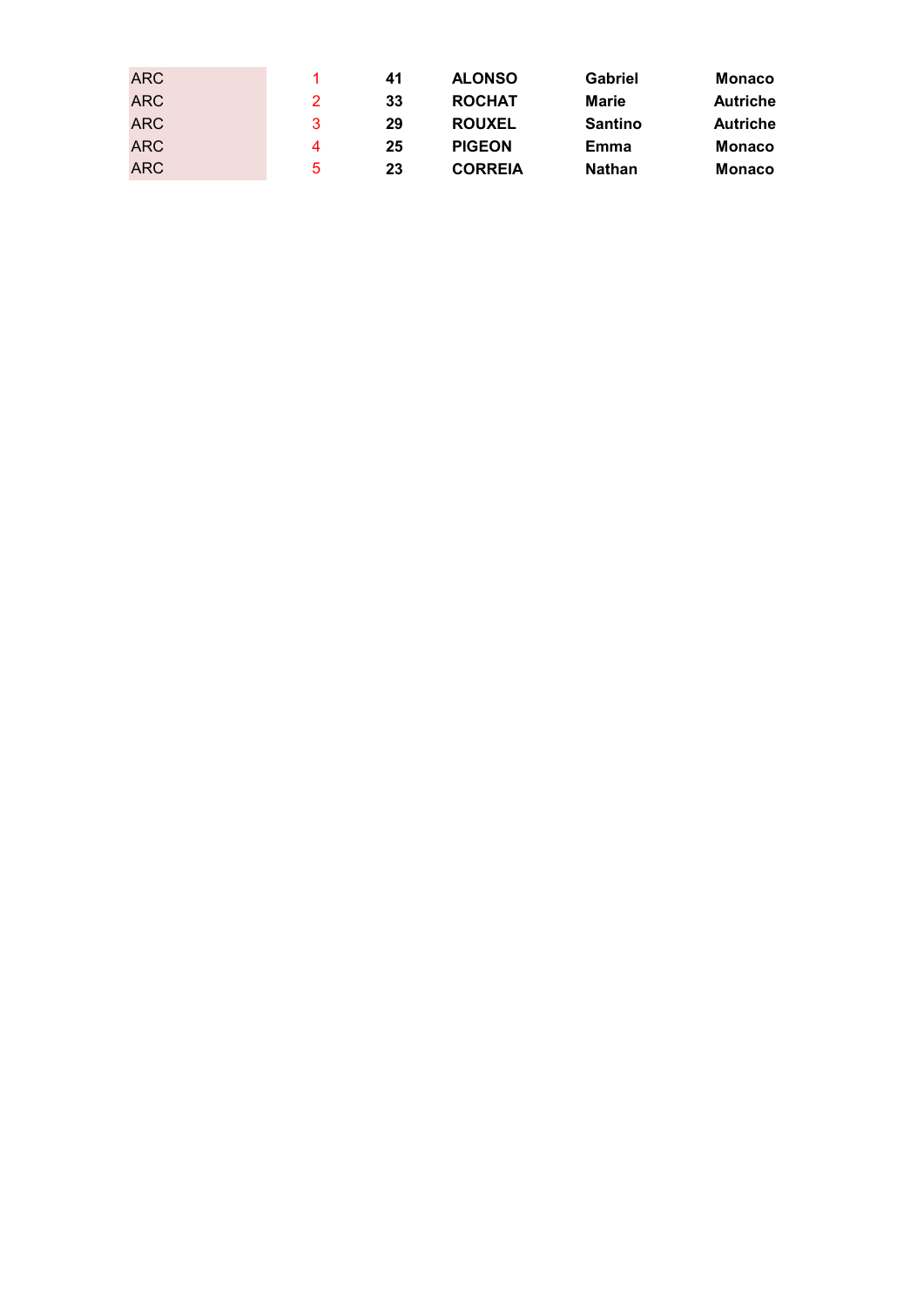| | | | | | |
|---|---|---|---|---|---|
| ARC | 1 | **41** | **ALONSO** | **Gabriel** | **Monaco** |
| ARC | 2 | **33** | **ROCHAT** | **Marie** | **Autriche** |
| ARC | 3 | **29** | **ROUXEL** | **Santino** | **Autriche** |
| ARC | 4 | **25** | **PIGEON** | **Emma** | **Monaco** |
| ARC | 5 | **23** | **CORREIA** | **Nathan** | **Monaco** |